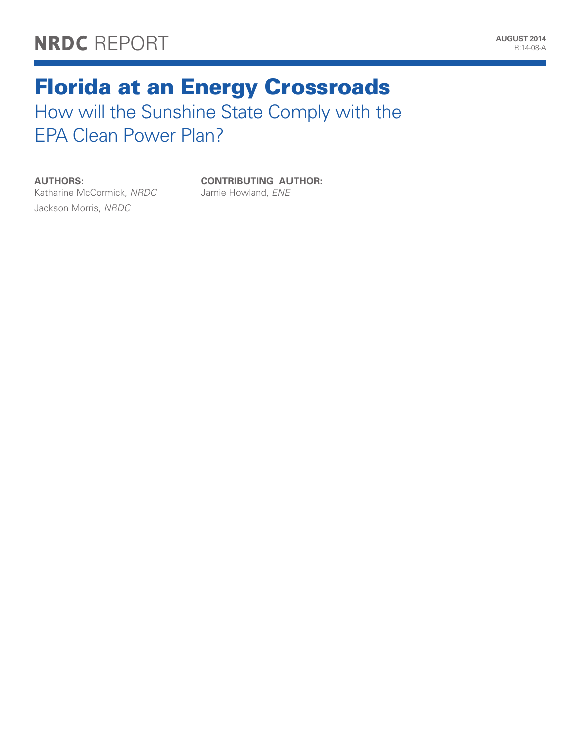NRDC REPORT

AUGUST 2014
R:14-08-A

# Florida at an Energy Crossroads

## How will the Sunshine State Comply with the EPA Clean Power Plan?

**AUTHORS:**
Katharine McCormick, *NRDC*
Jackson Morris, *NRDC*

**CONTRIBUTING AUTHOR:**
Jamie Howland, *ENE*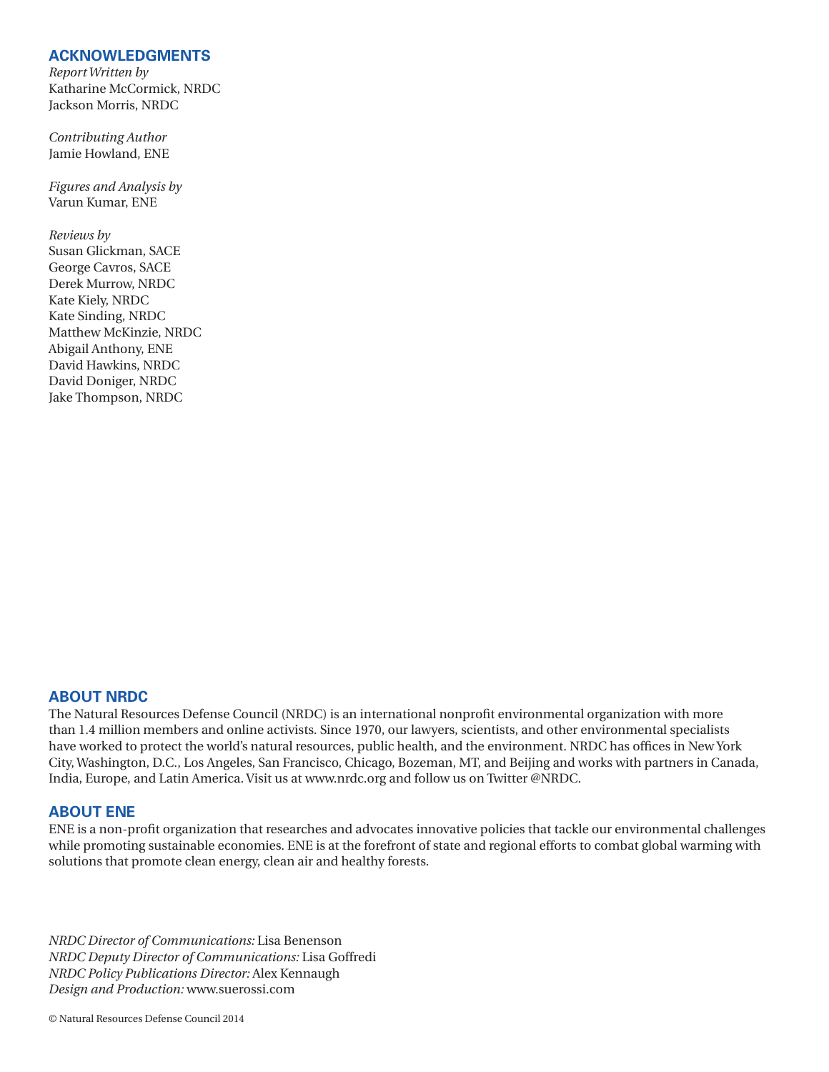## ACKNOWLEDGMENTS

*Report Written by*
Katharine McCormick, NRDC
Jackson Morris, NRDC

*Contributing Author*
Jamie Howland, ENE

*Figures and Analysis by*
Varun Kumar, ENE

*Reviews by*
Susan Glickman, SACE
George Cavros, SACE
Derek Murrow, NRDC
Kate Kiely, NRDC
Kate Sinding, NRDC
Matthew McKinzie, NRDC
Abigail Anthony, ENE
David Hawkins, NRDC
David Doniger, NRDC
Jake Thompson, NRDC

## ABOUT NRDC

The Natural Resources Defense Council (NRDC) is an international nonprofit environmental organization with more than 1.4 million members and online activists. Since 1970, our lawyers, scientists, and other environmental specialists have worked to protect the world's natural resources, public health, and the environment. NRDC has offices in New York City, Washington, D.C., Los Angeles, San Francisco, Chicago, Bozeman, MT, and Beijing and works with partners in Canada, India, Europe, and Latin America. Visit us at www.nrdc.org and follow us on Twitter @NRDC.

## ABOUT ENE

ENE is a non-profit organization that researches and advocates innovative policies that tackle our environmental challenges while promoting sustainable economies. ENE is at the forefront of state and regional efforts to combat global warming with solutions that promote clean energy, clean air and healthy forests.

*NRDC Director of Communications:* Lisa Benenson
*NRDC Deputy Director of Communications:* Lisa Goffredi
*NRDC Policy Publications Director:* Alex Kennaugh
*Design and Production:* www.suerossi.com

© Natural Resources Defense Council 2014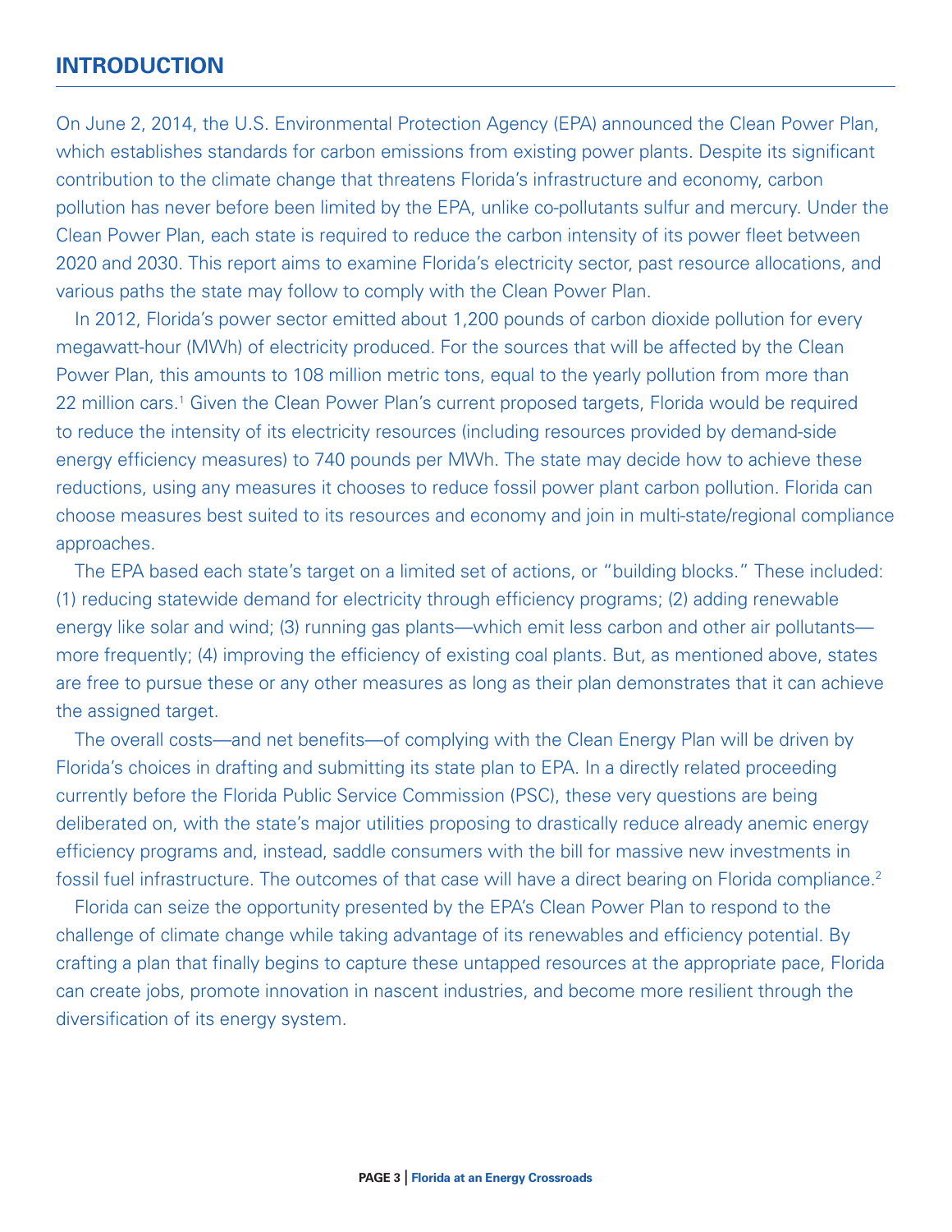## INTRODUCTION

On June 2, 2014, the U.S. Environmental Protection Agency (EPA) announced the Clean Power Plan, which establishes standards for carbon emissions from existing power plants. Despite its significant contribution to the climate change that threatens Florida's infrastructure and economy, carbon pollution has never before been limited by the EPA, unlike co-pollutants sulfur and mercury. Under the Clean Power Plan, each state is required to reduce the carbon intensity of its power fleet between 2020 and 2030. This report aims to examine Florida's electricity sector, past resource allocations, and various paths the state may follow to comply with the Clean Power Plan.

In 2012, Florida's power sector emitted about 1,200 pounds of carbon dioxide pollution for every megawatt-hour (MWh) of electricity produced. For the sources that will be affected by the Clean Power Plan, this amounts to 108 million metric tons, equal to the yearly pollution from more than 22 million cars.[1] Given the Clean Power Plan's current proposed targets, Florida would be required to reduce the intensity of its electricity resources (including resources provided by demand-side energy efficiency measures) to 740 pounds per MWh. The state may decide how to achieve these reductions, using any measures it chooses to reduce fossil power plant carbon pollution. Florida can choose measures best suited to its resources and economy and join in multi-state/regional compliance approaches.

The EPA based each state's target on a limited set of actions, or "building blocks." These included: (1) reducing statewide demand for electricity through efficiency programs; (2) adding renewable energy like solar and wind; (3) running gas plants—which emit less carbon and other air pollutants—more frequently; (4) improving the efficiency of existing coal plants. But, as mentioned above, states are free to pursue these or any other measures as long as their plan demonstrates that it can achieve the assigned target.

The overall costs—and net benefits—of complying with the Clean Energy Plan will be driven by Florida's choices in drafting and submitting its state plan to EPA. In a directly related proceeding currently before the Florida Public Service Commission (PSC), these very questions are being deliberated on, with the state's major utilities proposing to drastically reduce already anemic energy efficiency programs and, instead, saddle consumers with the bill for massive new investments in fossil fuel infrastructure. The outcomes of that case will have a direct bearing on Florida compliance.[2]

Florida can seize the opportunity presented by the EPA's Clean Power Plan to respond to the challenge of climate change while taking advantage of its renewables and efficiency potential. By crafting a plan that finally begins to capture these untapped resources at the appropriate pace, Florida can create jobs, promote innovation in nascent industries, and become more resilient through the diversification of its energy system.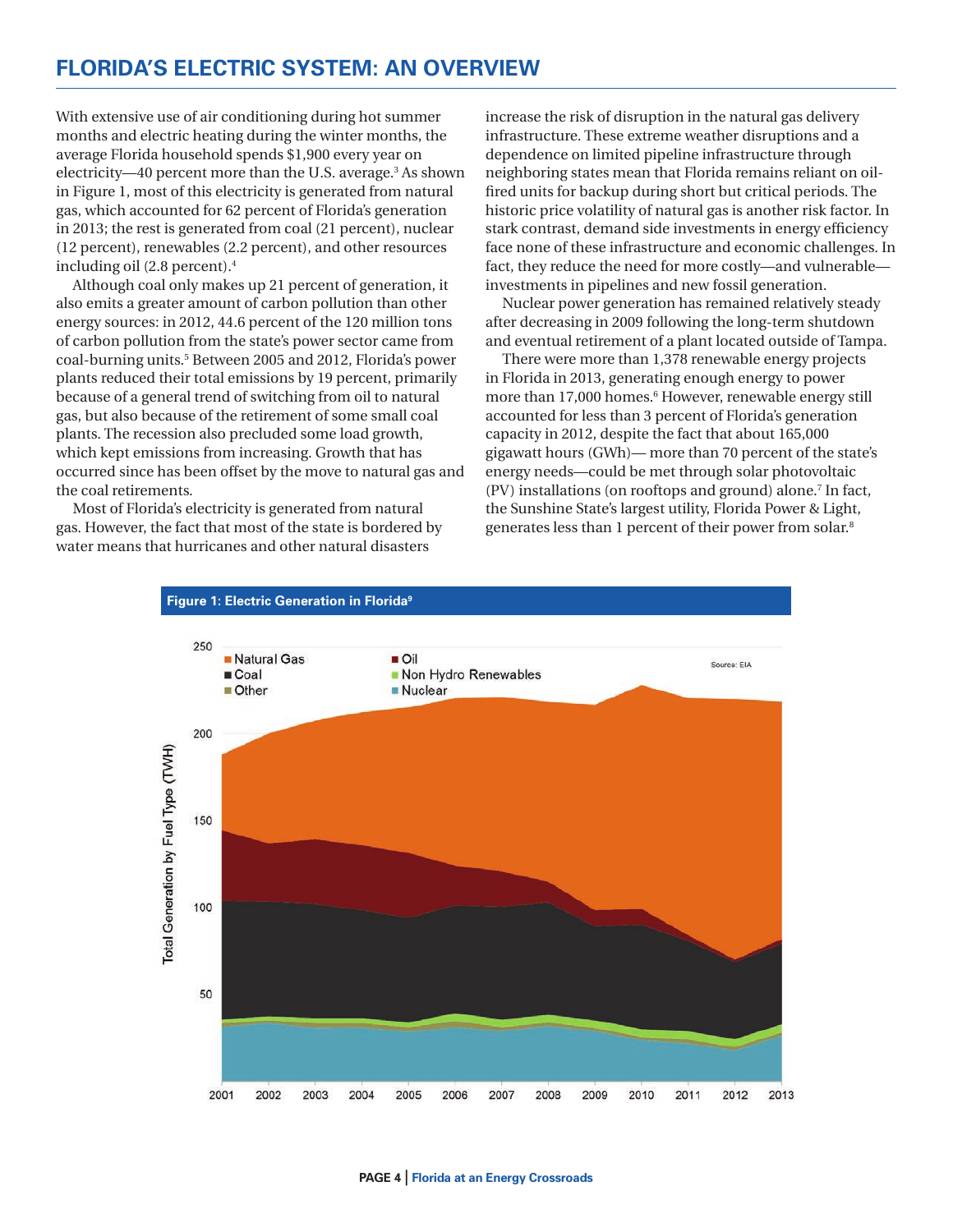## FLORIDA'S ELECTRIC SYSTEM: AN OVERVIEW

With extensive use of air conditioning during hot summer months and electric heating during the winter months, the average Florida household spends $1,900 every year on electricity—40 percent more than the U.S. average.[3] As shown in Figure 1, most of this electricity is generated from natural gas, which accounted for 62 percent of Florida's generation in 2013; the rest is generated from coal (21 percent), nuclear (12 percent), renewables (2.2 percent), and other resources including oil (2.8 percent).[4]

Although coal only makes up 21 percent of generation, it also emits a greater amount of carbon pollution than other energy sources: in 2012, 44.6 percent of the 120 million tons of carbon pollution from the state's power sector came from coal-burning units.[5] Between 2005 and 2012, Florida's power plants reduced their total emissions by 19 percent, primarily because of a general trend of switching from oil to natural gas, but also because of the retirement of some small coal plants. The recession also precluded some load growth, which kept emissions from increasing. Growth that has occurred since has been offset by the move to natural gas and the coal retirements.

Most of Florida's electricity is generated from natural gas. However, the fact that most of the state is bordered by water means that hurricanes and other natural disasters increase the risk of disruption in the natural gas delivery infrastructure. These extreme weather disruptions and a dependence on limited pipeline infrastructure through neighboring states mean that Florida remains reliant on oil-fired units for backup during short but critical periods. The historic price volatility of natural gas is another risk factor. In stark contrast, demand side investments in energy efficiency face none of these infrastructure and economic challenges. In fact, they reduce the need for more costly—and vulnerable—investments in pipelines and new fossil generation.

Nuclear power generation has remained relatively steady after decreasing in 2009 following the long-term shutdown and eventual retirement of a plant located outside of Tampa.

There were more than 1,378 renewable energy projects in Florida in 2013, generating enough energy to power more than 17,000 homes.[6] However, renewable energy still accounted for less than 3 percent of Florida's generation capacity in 2012, despite the fact that about 165,000 gigawatt hours (GWh)— more than 70 percent of the state's energy needs—could be met through solar photovoltaic (PV) installations (on rooftops and ground) alone.[7] In fact, the Sunshine State's largest utility, Florida Power & Light, generates less than 1 percent of their power from solar.[8]

**Figure 1: Electric Generation in Florida[9]**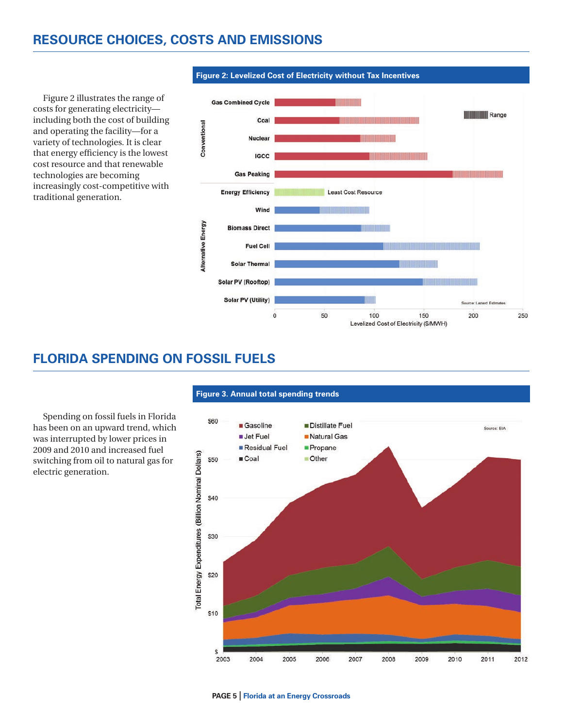## RESOURCE CHOICES, COSTS AND EMISSIONS

Figure 2 illustrates the range of costs for generating electricity—including both the cost of building and operating the facility—for a variety of technologies. It is clear that energy efficiency is the lowest cost resource and that renewable technologies are becoming increasingly cost-competitive with traditional generation.

**Figure 2: Levelized Cost of Electricity without Tax Incentives**

## FLORIDA SPENDING ON FOSSIL FUELS

Spending on fossil fuels in Florida has been on an upward trend, which was interrupted by lower prices in 2009 and 2010 and increased fuel switching from oil to natural gas for electric generation.

**Figure 3. Annual total spending trends**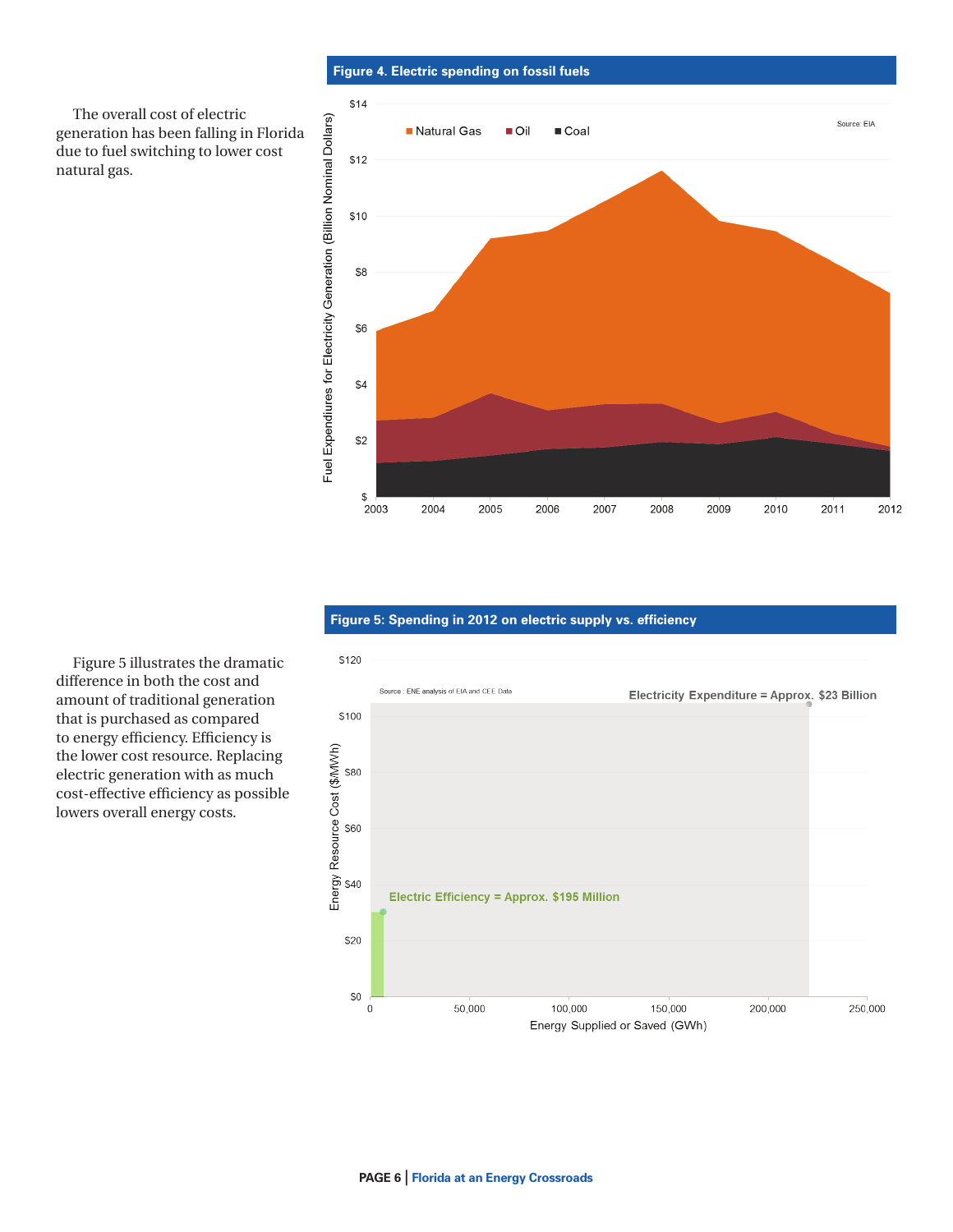The overall cost of electric generation has been falling in Florida due to fuel switching to lower cost natural gas.

**Figure 4. Electric spending on fossil fuels**

Fuel Expenditures for Electricity Generation (Billion Nominal Dollars)

Natural Gas | Oil | Coal

Source: EIA

Figure 5 illustrates the dramatic difference in both the cost and amount of traditional generation that is purchased as compared to energy efficiency. Efficiency is the lower cost resource. Replacing electric generation with as much cost-effective efficiency as possible lowers overall energy costs.

**Figure 5: Spending in 2012 on electric supply vs. efficiency**

Source : ENE analysis of EIA and CEE Data

Electricity Expenditure = Approx. $23 Billion

Electric Efficiency = Approx. $195 Million

Energy Resource Cost ($/MWh)

Energy Supplied or Saved (GWh)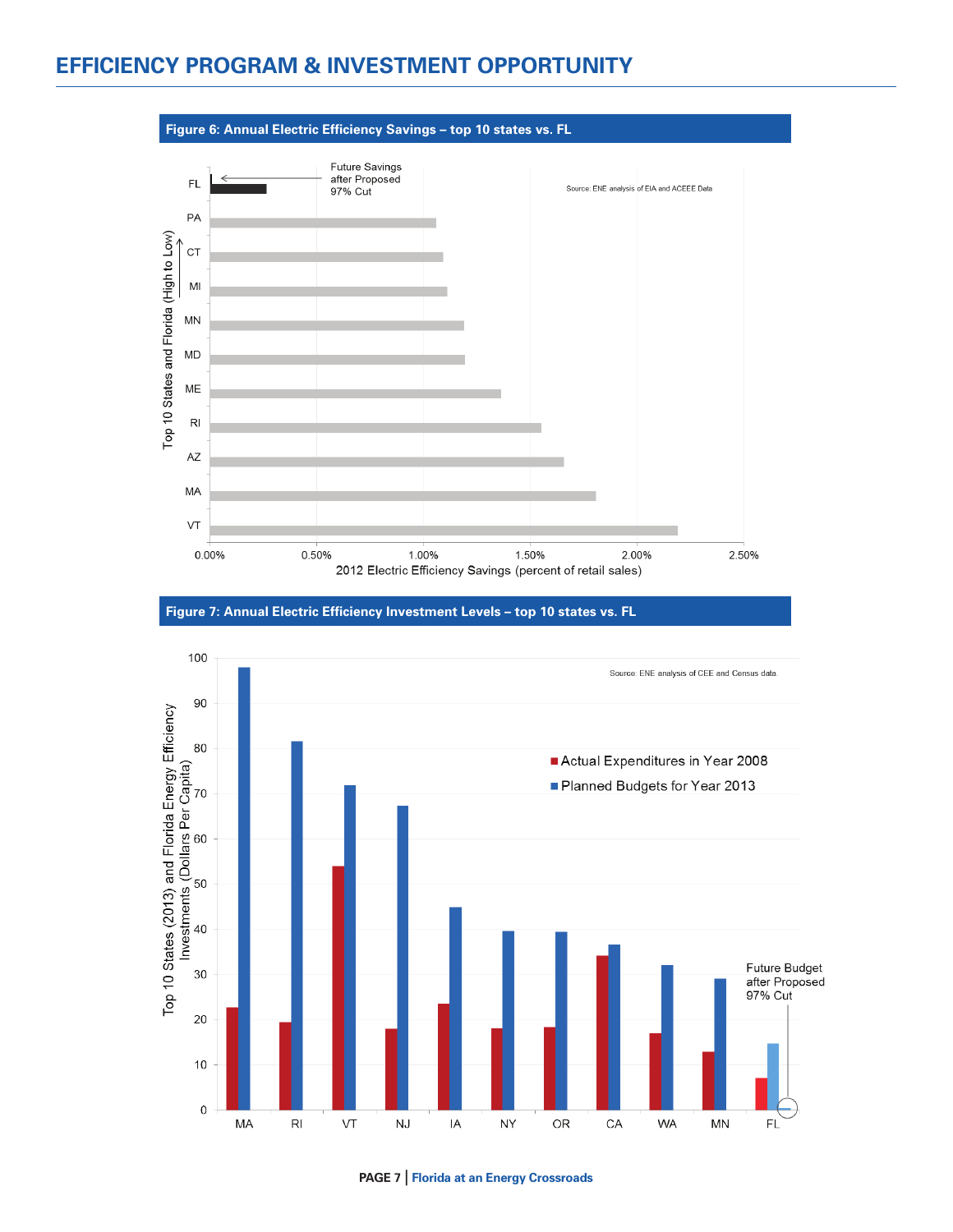# EFFICIENCY PROGRAM & INVESTMENT OPPORTUNITY

**Figure 6: Annual Electric Efficiency Savings – top 10 states vs. FL**

Future Savings after Proposed 97% Cut

Source: ENE analysis of EIA and ACEEE Data

Top 10 States and Florida (High to Low)

FL, PA, CT, MI, MN, MD, ME, RI, AZ, MA, VT

0.00% 0.50% 1.00% 1.50% 2.00% 2.50%

2012 Electric Efficiency Savings (percent of retail sales)

**Figure 7: Annual Electric Efficiency Investment Levels – top 10 states vs. FL**

Source: ENE analysis of CEE and Census data.

Top 10 States (2013) and Florida Energy Efficiency Investments (Dollars Per Capita)

Actual Expenditures in Year 2008

Planned Budgets for Year 2013

Future Budget after Proposed 97% Cut

MA, RI, VT, NJ, IA, NY, OR, CA, WA, MN, FL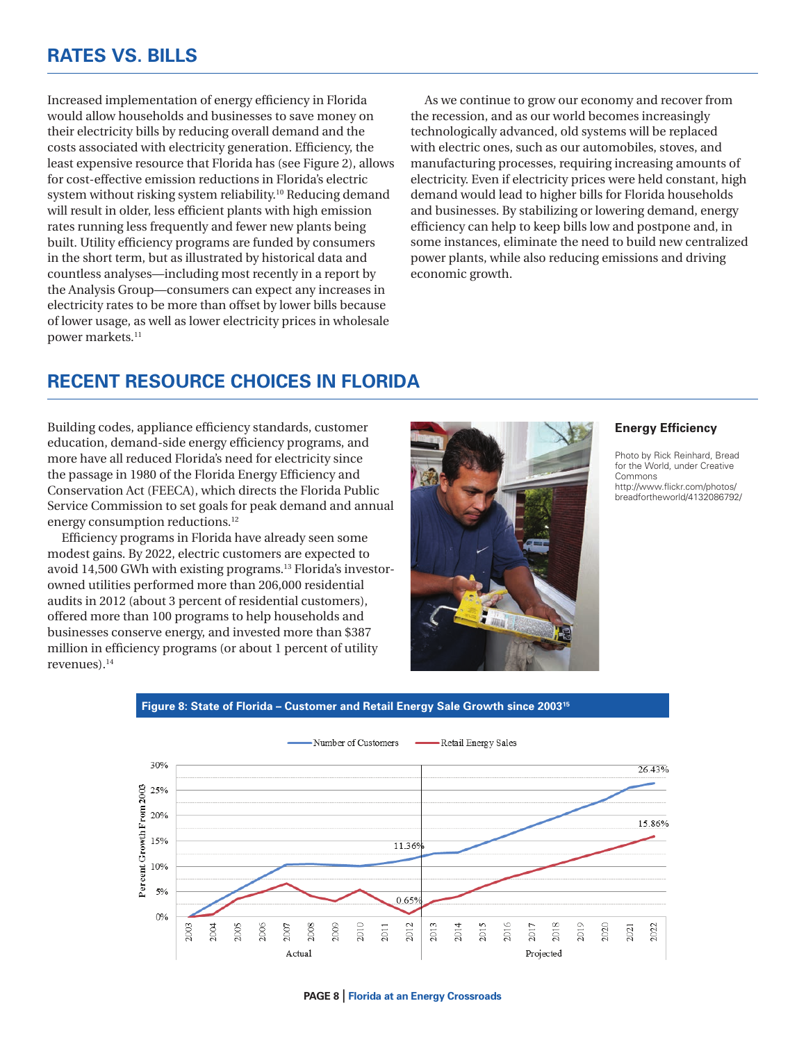## RATES VS. BILLS

Increased implementation of energy efficiency in Florida would allow households and businesses to save money on their electricity bills by reducing overall demand and the costs associated with electricity generation. Efficiency, the least expensive resource that Florida has (see Figure 2), allows for cost-effective emission reductions in Florida's electric system without risking system reliability.[10] Reducing demand will result in older, less efficient plants with high emission rates running less frequently and fewer new plants being built. Utility efficiency programs are funded by consumers in the short term, but as illustrated by historical data and countless analyses—including most recently in a report by the Analysis Group—consumers can expect any increases in electricity rates to be more than offset by lower bills because of lower usage, as well as lower electricity prices in wholesale power markets.[11]

As we continue to grow our economy and recover from the recession, and as our world becomes increasingly technologically advanced, old systems will be replaced with electric ones, such as our automobiles, stoves, and manufacturing processes, requiring increasing amounts of electricity. Even if electricity prices were held constant, high demand would lead to higher bills for Florida households and businesses. By stabilizing or lowering demand, energy efficiency can help to keep bills low and postpone and, in some instances, eliminate the need to build new centralized power plants, while also reducing emissions and driving economic growth.

## RECENT RESOURCE CHOICES IN FLORIDA

Building codes, appliance efficiency standards, customer education, demand-side energy efficiency programs, and more have all reduced Florida's need for electricity since the passage in 1980 of the Florida Energy Efficiency and Conservation Act (FEECA), which directs the Florida Public Service Commission to set goals for peak demand and annual energy consumption reductions.[12]

Efficiency programs in Florida have already seen some modest gains. By 2022, electric customers are expected to avoid 14,500 GWh with existing programs.[13] Florida's investor-owned utilities performed more than 206,000 residential audits in 2012 (about 3 percent of residential customers), offered more than 100 programs to help households and businesses conserve energy, and invested more than $387 million in efficiency programs (or about 1 percent of utility revenues).[14]

**Energy Efficiency**

Photo by Rick Reinhard, Bread for the World, under Creative Commons http://www.flickr.com/photos/breadfortheworld/4132086792/

**Figure 8: State of Florida – Customer and Retail Energy Sale Growth since 2003**[15]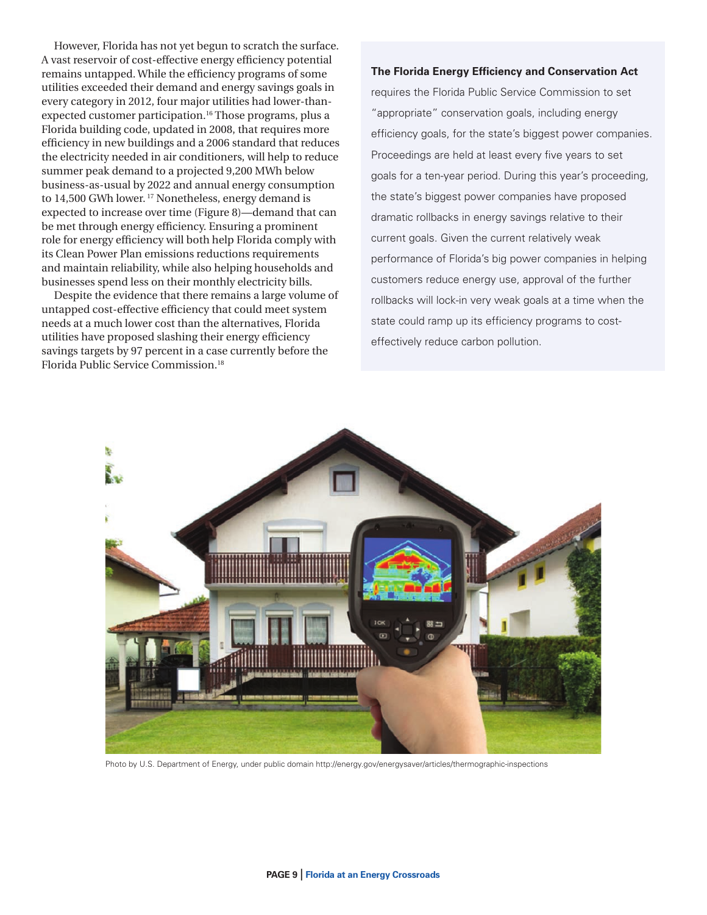However, Florida has not yet begun to scratch the surface. A vast reservoir of cost-effective energy efficiency potential remains untapped. While the efficiency programs of some utilities exceeded their demand and energy savings goals in every category in 2012, four major utilities had lower-than-expected customer participation.[16] Those programs, plus a Florida building code, updated in 2008, that requires more efficiency in new buildings and a 2006 standard that reduces the electricity needed in air conditioners, will help to reduce summer peak demand to a projected 9,200 MWh below business-as-usual by 2022 and annual energy consumption to 14,500 GWh lower.[17] Nonetheless, energy demand is expected to increase over time (Figure 8)—demand that can be met through energy efficiency. Ensuring a prominent role for energy efficiency will both help Florida comply with its Clean Power Plan emissions reductions requirements and maintain reliability, while also helping households and businesses spend less on their monthly electricity bills.

Despite the evidence that there remains a large volume of untapped cost-effective efficiency that could meet system needs at a much lower cost than the alternatives, Florida utilities have proposed slashing their energy efficiency savings targets by 97 percent in a case currently before the Florida Public Service Commission.[18]

**The Florida Energy Efficiency and Conservation Act** requires the Florida Public Service Commission to set "appropriate" conservation goals, including energy efficiency goals, for the state's biggest power companies. Proceedings are held at least every five years to set goals for a ten-year period. During this year's proceeding, the state's biggest power companies have proposed dramatic rollbacks in energy savings relative to their current goals. Given the current relatively weak performance of Florida's big power companies in helping customers reduce energy use, approval of the further rollbacks will lock-in very weak goals at a time when the state could ramp up its efficiency programs to cost-effectively reduce carbon pollution.

Photo by U.S. Department of Energy, under public domain http://energy.gov/energysaver/articles/thermographic-inspections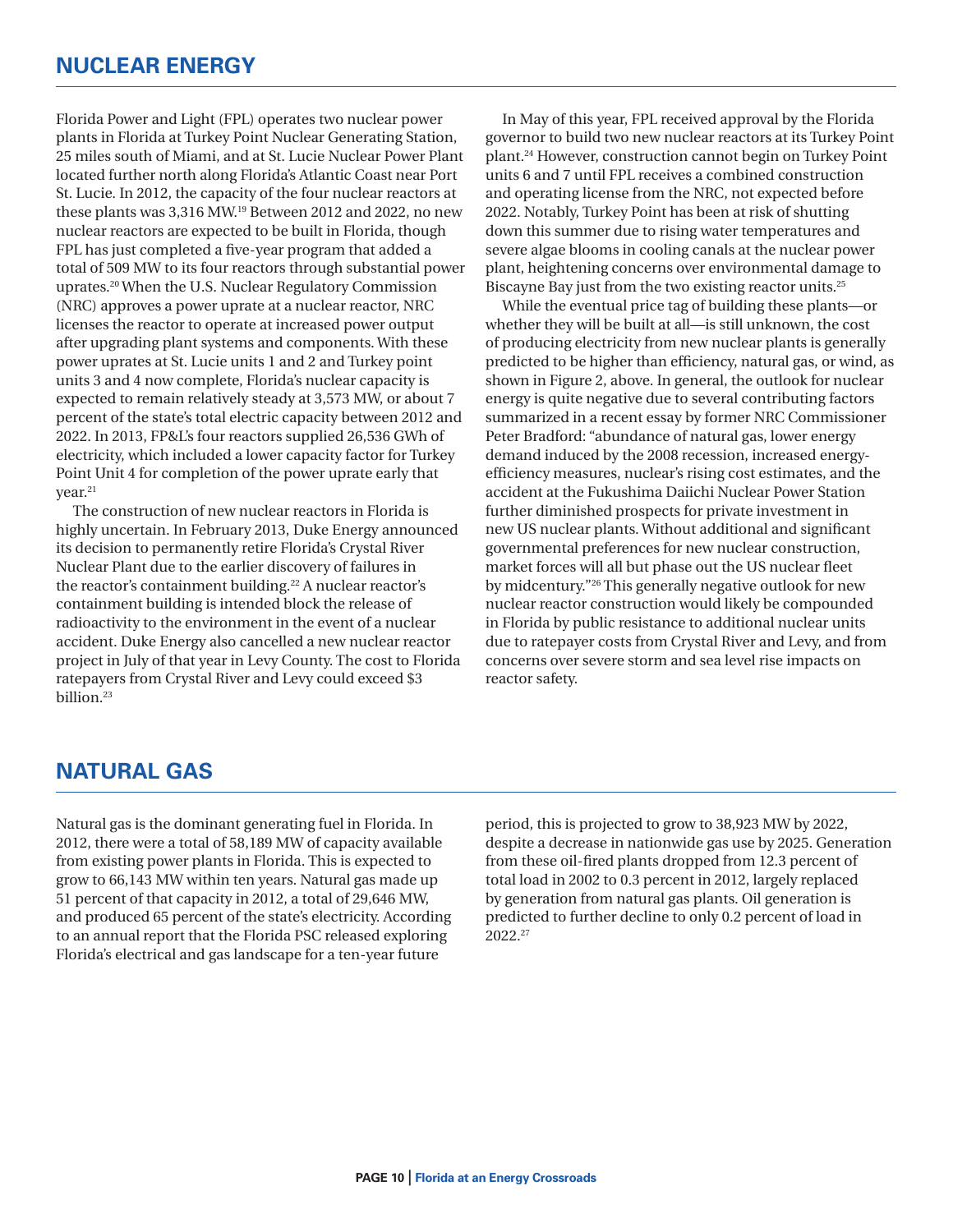## NUCLEAR ENERGY

Florida Power and Light (FPL) operates two nuclear power plants in Florida at Turkey Point Nuclear Generating Station, 25 miles south of Miami, and at St. Lucie Nuclear Power Plant located further north along Florida's Atlantic Coast near Port St. Lucie. In 2012, the capacity of the four nuclear reactors at these plants was 3,316 MW.[19] Between 2012 and 2022, no new nuclear reactors are expected to be built in Florida, though FPL has just completed a five-year program that added a total of 509 MW to its four reactors through substantial power uprates.[20] When the U.S. Nuclear Regulatory Commission (NRC) approves a power uprate at a nuclear reactor, NRC licenses the reactor to operate at increased power output after upgrading plant systems and components. With these power uprates at St. Lucie units 1 and 2 and Turkey point units 3 and 4 now complete, Florida's nuclear capacity is expected to remain relatively steady at 3,573 MW, or about 7 percent of the state's total electric capacity between 2012 and 2022. In 2013, FP&L's four reactors supplied 26,536 GWh of electricity, which included a lower capacity factor for Turkey Point Unit 4 for completion of the power uprate early that year.[21]

The construction of new nuclear reactors in Florida is highly uncertain. In February 2013, Duke Energy announced its decision to permanently retire Florida's Crystal River Nuclear Plant due to the earlier discovery of failures in the reactor's containment building.[22] A nuclear reactor's containment building is intended block the release of radioactivity to the environment in the event of a nuclear accident. Duke Energy also cancelled a new nuclear reactor project in July of that year in Levy County. The cost to Florida ratepayers from Crystal River and Levy could exceed $3 billion.[23]

In May of this year, FPL received approval by the Florida governor to build two new nuclear reactors at its Turkey Point plant.[24] However, construction cannot begin on Turkey Point units 6 and 7 until FPL receives a combined construction and operating license from the NRC, not expected before 2022. Notably, Turkey Point has been at risk of shutting down this summer due to rising water temperatures and severe algae blooms in cooling canals at the nuclear power plant, heightening concerns over environmental damage to Biscayne Bay just from the two existing reactor units.[25]

While the eventual price tag of building these plants—or whether they will be built at all—is still unknown, the cost of producing electricity from new nuclear plants is generally predicted to be higher than efficiency, natural gas, or wind, as shown in Figure 2, above. In general, the outlook for nuclear energy is quite negative due to several contributing factors summarized in a recent essay by former NRC Commissioner Peter Bradford: "abundance of natural gas, lower energy demand induced by the 2008 recession, increased energy-efficiency measures, nuclear's rising cost estimates, and the accident at the Fukushima Daiichi Nuclear Power Station further diminished prospects for private investment in new US nuclear plants. Without additional and significant governmental preferences for new nuclear construction, market forces will all but phase out the US nuclear fleet by midcentury."[26] This generally negative outlook for new nuclear reactor construction would likely be compounded in Florida by public resistance to additional nuclear units due to ratepayer costs from Crystal River and Levy, and from concerns over severe storm and sea level rise impacts on reactor safety.

## NATURAL GAS

Natural gas is the dominant generating fuel in Florida. In 2012, there were a total of 58,189 MW of capacity available from existing power plants in Florida. This is expected to grow to 66,143 MW within ten years. Natural gas made up 51 percent of that capacity in 2012, a total of 29,646 MW, and produced 65 percent of the state's electricity. According to an annual report that the Florida PSC released exploring Florida's electrical and gas landscape for a ten-year future period, this is projected to grow to 38,923 MW by 2022, despite a decrease in nationwide gas use by 2025. Generation from these oil-fired plants dropped from 12.3 percent of total load in 2002 to 0.3 percent in 2012, largely replaced by generation from natural gas plants. Oil generation is predicted to further decline to only 0.2 percent of load in 2022.[27]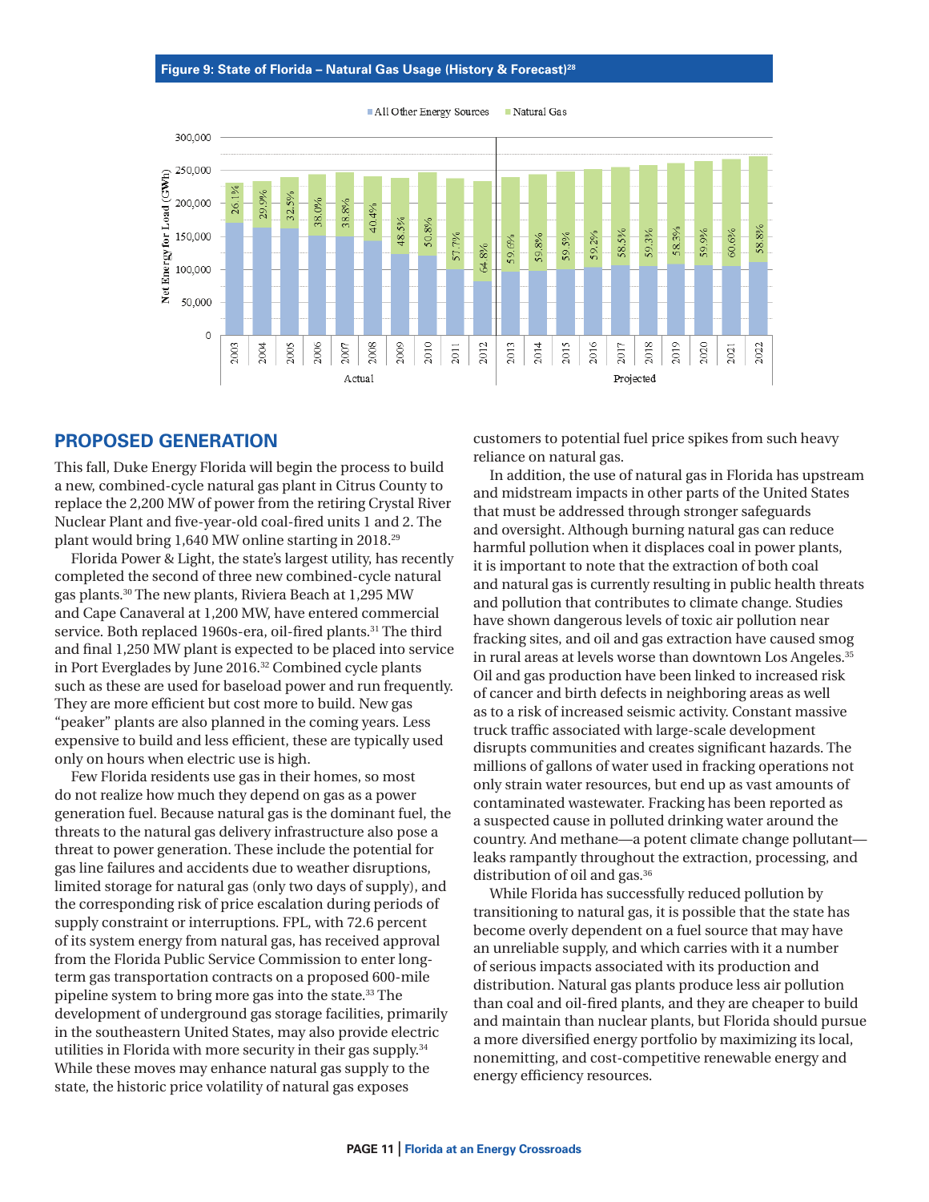**Figure 9: State of Florida – Natural Gas Usage (History & Forecast)[28]**

| Year | Natural Gas Share | Period |
|---|---|---|
| 2003 | 26.1% | Actual |
| 2004 | 29.9% | Actual |
| 2005 | 32.5% | Actual |
| 2006 | 38.0% | Actual |
| 2007 | 38.8% | Actual |
| 2008 | 40.4% | Actual |
| 2009 | 48.5% | Actual |
| 2010 | 50.8% | Actual |
| 2011 | 57.7% | Actual |
| 2012 | 64.8% | Actual |
| 2013 | 59.6% | Projected |
| 2014 | 59.8% | Projected |
| 2015 | 59.5% | Projected |
| 2016 | 59.2% | Projected |
| 2017 | 58.5% | Projected |
| 2018 | 59.3% | Projected |
| 2019 | 58.3% | Projected |
| 2020 | 59.9% | Projected |
| 2021 | 60.6% | Projected |
| 2022 | 58.8% | Projected |

## PROPOSED GENERATION

This fall, Duke Energy Florida will begin the process to build a new, combined-cycle natural gas plant in Citrus County to replace the 2,200 MW of power from the retiring Crystal River Nuclear Plant and five-year-old coal-fired units 1 and 2. The plant would bring 1,640 MW online starting in 2018.[29]

Florida Power & Light, the state's largest utility, has recently completed the second of three new combined-cycle natural gas plants.[30] The new plants, Riviera Beach at 1,295 MW and Cape Canaveral at 1,200 MW, have entered commercial service. Both replaced 1960s-era, oil-fired plants.[31] The third and final 1,250 MW plant is expected to be placed into service in Port Everglades by June 2016.[32] Combined cycle plants such as these are used for baseload power and run frequently. They are more efficient but cost more to build. New gas "peaker" plants are also planned in the coming years. Less expensive to build and less efficient, these are typically used only on hours when electric use is high.

Few Florida residents use gas in their homes, so most do not realize how much they depend on gas as a power generation fuel. Because natural gas is the dominant fuel, the threats to the natural gas delivery infrastructure also pose a threat to power generation. These include the potential for gas line failures and accidents due to weather disruptions, limited storage for natural gas (only two days of supply), and the corresponding risk of price escalation during periods of supply constraint or interruptions. FPL, with 72.6 percent of its system energy from natural gas, has received approval from the Florida Public Service Commission to enter long-term gas transportation contracts on a proposed 600-mile pipeline system to bring more gas into the state.[33] The development of underground gas storage facilities, primarily in the southeastern United States, may also provide electric utilities in Florida with more security in their gas supply.[34] While these moves may enhance natural gas supply to the state, the historic price volatility of natural gas exposes customers to potential fuel price spikes from such heavy reliance on natural gas.

In addition, the use of natural gas in Florida has upstream and midstream impacts in other parts of the United States that must be addressed through stronger safeguards and oversight. Although burning natural gas can reduce harmful pollution when it displaces coal in power plants, it is important to note that the extraction of both coal and natural gas is currently resulting in public health threats and pollution that contributes to climate change. Studies have shown dangerous levels of toxic air pollution near fracking sites, and oil and gas extraction have caused smog in rural areas at levels worse than downtown Los Angeles.[35] Oil and gas production have been linked to increased risk of cancer and birth defects in neighboring areas as well as to a risk of increased seismic activity. Constant massive truck traffic associated with large-scale development disrupts communities and creates significant hazards. The millions of gallons of water used in fracking operations not only strain water resources, but end up as vast amounts of contaminated wastewater. Fracking has been reported as a suspected cause in polluted drinking water around the country. And methane—a potent climate change pollutant—leaks rampantly throughout the extraction, processing, and distribution of oil and gas.[36]

While Florida has successfully reduced pollution by transitioning to natural gas, it is possible that the state has become overly dependent on a fuel source that may have an unreliable supply, and which carries with it a number of serious impacts associated with its production and distribution. Natural gas plants produce less air pollution than coal and oil-fired plants, and they are cheaper to build and maintain than nuclear plants, but Florida should pursue a more diversified energy portfolio by maximizing its local, nonemitting, and cost-competitive renewable energy and energy efficiency resources.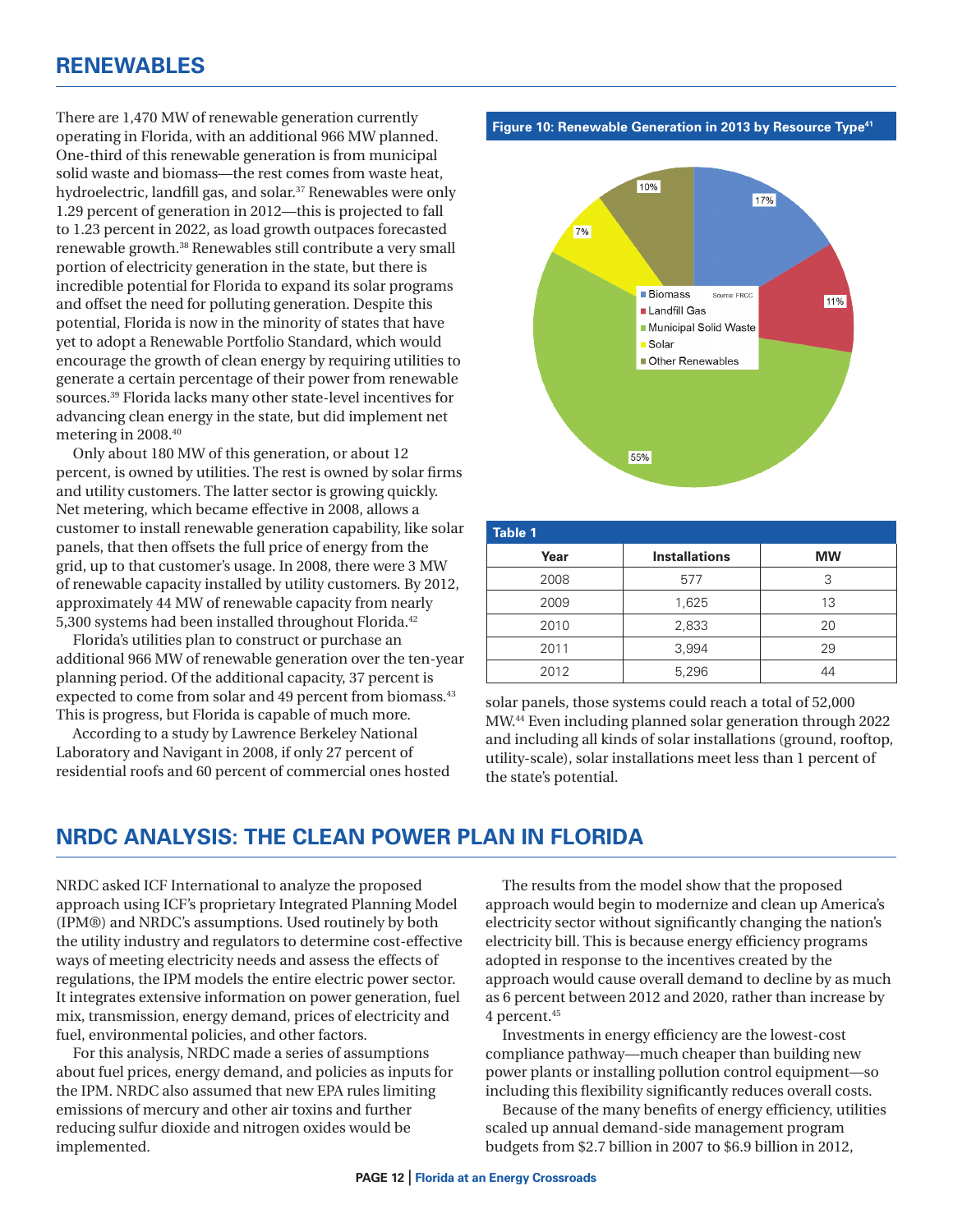## RENEWABLES

There are 1,470 MW of renewable generation currently operating in Florida, with an additional 966 MW planned. One-third of this renewable generation is from municipal solid waste and biomass—the rest comes from waste heat, hydroelectric, landfill gas, and solar.[37] Renewables were only 1.29 percent of generation in 2012—this is projected to fall to 1.23 percent in 2022, as load growth outpaces forecasted renewable growth.[38] Renewables still contribute a very small portion of electricity generation in the state, but there is incredible potential for Florida to expand its solar programs and offset the need for polluting generation. Despite this potential, Florida is now in the minority of states that have yet to adopt a Renewable Portfolio Standard, which would encourage the growth of clean energy by requiring utilities to generate a certain percentage of their power from renewable sources.[39] Florida lacks many other state-level incentives for advancing clean energy in the state, but did implement net metering in 2008.[40]

Only about 180 MW of this generation, or about 12 percent, is owned by utilities. The rest is owned by solar firms and utility customers. The latter sector is growing quickly. Net metering, which became effective in 2008, allows a customer to install renewable generation capability, like solar panels, that then offsets the full price of energy from the grid, up to that customer's usage. In 2008, there were 3 MW of renewable capacity installed by utility customers. By 2012, approximately 44 MW of renewable capacity from nearly 5,300 systems had been installed throughout Florida.[42]

Florida's utilities plan to construct or purchase an additional 966 MW of renewable generation over the ten-year planning period. Of the additional capacity, 37 percent is expected to come from solar and 49 percent from biomass.[43] This is progress, but Florida is capable of much more.

According to a study by Lawrence Berkeley National Laboratory and Navigant in 2008, if only 27 percent of residential roofs and 60 percent of commercial ones hosted solar panels, those systems could reach a total of 52,000 MW.[44] Even including planned solar generation through 2022 and including all kinds of solar installations (ground, rooftop, utility-scale), solar installations meet less than 1 percent of the state's potential.

**Figure 10: Renewable Generation in 2013 by Resource Type[41]**

| Resource Type | Share |
|---|---|
| Biomass | 17% |
| Landfill Gas | 11% |
| Municipal Solid Waste | 55% |
| Solar | 7% |
| Other Renewables | 10% |

Source: FRCC

**Table 1**

| Year | Installations | MW |
|---|---|---|
| 2008 | 577 | 3 |
| 2009 | 1,625 | 13 |
| 2010 | 2,833 | 20 |
| 2011 | 3,994 | 29 |
| 2012 | 5,296 | 44 |

## NRDC ANALYSIS: THE CLEAN POWER PLAN IN FLORIDA

NRDC asked ICF International to analyze the proposed approach using ICF's proprietary Integrated Planning Model (IPM®) and NRDC's assumptions. Used routinely by both the utility industry and regulators to determine cost-effective ways of meeting electricity needs and assess the effects of regulations, the IPM models the entire electric power sector. It integrates extensive information on power generation, fuel mix, transmission, energy demand, prices of electricity and fuel, environmental policies, and other factors.

For this analysis, NRDC made a series of assumptions about fuel prices, energy demand, and policies as inputs for the IPM. NRDC also assumed that new EPA rules limiting emissions of mercury and other air toxins and further reducing sulfur dioxide and nitrogen oxides would be implemented.

The results from the model show that the proposed approach would begin to modernize and clean up America's electricity sector without significantly changing the nation's electricity bill. This is because energy efficiency programs adopted in response to the incentives created by the approach would cause overall demand to decline by as much as 6 percent between 2012 and 2020, rather than increase by 4 percent.[45]

Investments in energy efficiency are the lowest-cost compliance pathway—much cheaper than building new power plants or installing pollution control equipment—so including this flexibility significantly reduces overall costs.

Because of the many benefits of energy efficiency, utilities scaled up annual demand-side management program budgets from $2.7 billion in 2007 to $6.9 billion in 2012,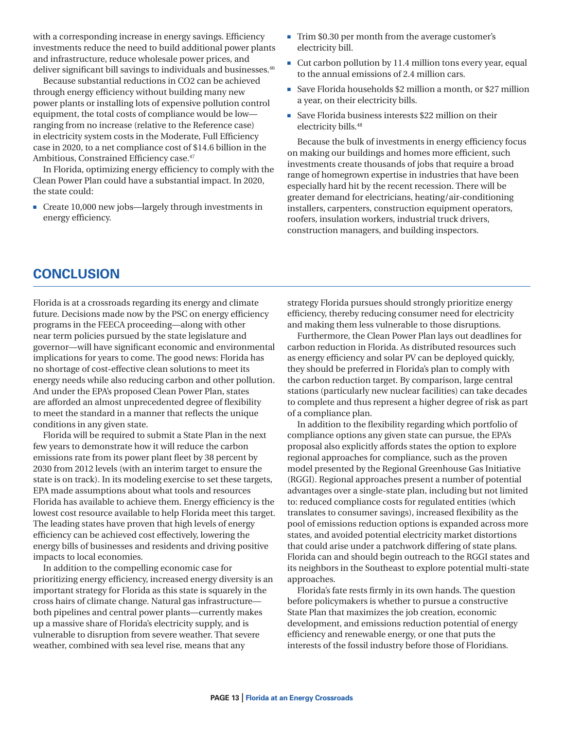with a corresponding increase in energy savings. Efficiency investments reduce the need to build additional power plants and infrastructure, reduce wholesale power prices, and deliver significant bill savings to individuals and businesses.[46]

Because substantial reductions in $CO_2$ can be achieved through energy efficiency without building many new power plants or installing lots of expensive pollution control equipment, the total costs of compliance would be low—ranging from no increase (relative to the Reference case) in electricity system costs in the Moderate, Full Efficiency case in 2020, to a net compliance cost of $14.6 billion in the Ambitious, Constrained Efficiency case.[47]

In Florida, optimizing energy efficiency to comply with the Clean Power Plan could have a substantial impact. In 2020, the state could:

- Create 10,000 new jobs—largely through investments in energy efficiency.
- Trim $0.30 per month from the average customer's electricity bill.
- Cut carbon pollution by 11.4 million tons every year, equal to the annual emissions of 2.4 million cars.
- Save Florida households $2 million a month, or $27 million a year, on their electricity bills.
- Save Florida business interests $22 million on their electricity bills.[48]

Because the bulk of investments in energy efficiency focus on making our buildings and homes more efficient, such investments create thousands of jobs that require a broad range of homegrown expertise in industries that have been especially hard hit by the recent recession. There will be greater demand for electricians, heating/air-conditioning installers, carpenters, construction equipment operators, roofers, insulation workers, industrial truck drivers, construction managers, and building inspectors.

## CONCLUSION

Florida is at a crossroads regarding its energy and climate future. Decisions made now by the PSC on energy efficiency programs in the FEECA proceeding—along with other near term policies pursued by the state legislature and governor—will have significant economic and environmental implications for years to come. The good news: Florida has no shortage of cost-effective clean solutions to meet its energy needs while also reducing carbon and other pollution. And under the EPA's proposed Clean Power Plan, states are afforded an almost unprecedented degree of flexibility to meet the standard in a manner that reflects the unique conditions in any given state.

Florida will be required to submit a State Plan in the next few years to demonstrate how it will reduce the carbon emissions rate from its power plant fleet by 38 percent by 2030 from 2012 levels (with an interim target to ensure the state is on track). In its modeling exercise to set these targets, EPA made assumptions about what tools and resources Florida has available to achieve them. Energy efficiency is the lowest cost resource available to help Florida meet this target. The leading states have proven that high levels of energy efficiency can be achieved cost effectively, lowering the energy bills of businesses and residents and driving positive impacts to local economies.

In addition to the compelling economic case for prioritizing energy efficiency, increased energy diversity is an important strategy for Florida as this state is squarely in the cross hairs of climate change. Natural gas infrastructure—both pipelines and central power plants—currently makes up a massive share of Florida's electricity supply, and is vulnerable to disruption from severe weather. That severe weather, combined with sea level rise, means that any strategy Florida pursues should strongly prioritize energy efficiency, thereby reducing consumer need for electricity and making them less vulnerable to those disruptions.

Furthermore, the Clean Power Plan lays out deadlines for carbon reduction in Florida. As distributed resources such as energy efficiency and solar PV can be deployed quickly, they should be preferred in Florida's plan to comply with the carbon reduction target. By comparison, large central stations (particularly new nuclear facilities) can take decades to complete and thus represent a higher degree of risk as part of a compliance plan.

In addition to the flexibility regarding which portfolio of compliance options any given state can pursue, the EPA's proposal also explicitly affords states the option to explore regional approaches for compliance, such as the proven model presented by the Regional Greenhouse Gas Initiative (RGGI). Regional approaches present a number of potential advantages over a single-state plan, including but not limited to: reduced compliance costs for regulated entities (which translates to consumer savings), increased flexibility as the pool of emissions reduction options is expanded across more states, and avoided potential electricity market distortions that could arise under a patchwork differing of state plans. Florida can and should begin outreach to the RGGI states and its neighbors in the Southeast to explore potential multi-state approaches.

Florida's fate rests firmly in its own hands. The question before policymakers is whether to pursue a constructive State Plan that maximizes the job creation, economic development, and emissions reduction potential of energy efficiency and renewable energy, or one that puts the interests of the fossil industry before those of Floridians.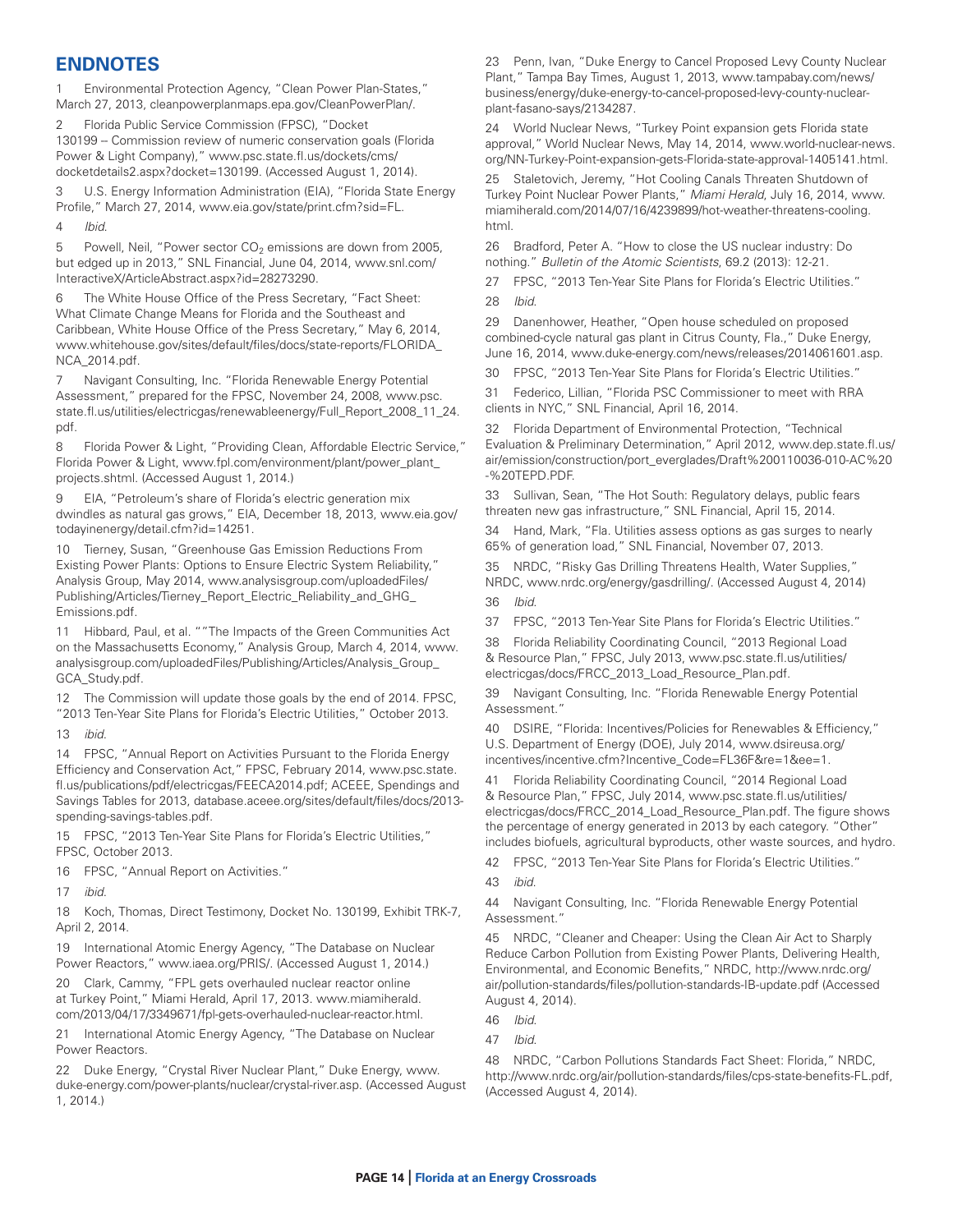## ENDNOTES

1 Environmental Protection Agency, "Clean Power Plan-States," March 27, 2013, cleanpowerplanmaps.epa.gov/CleanPowerPlan/.

2 Florida Public Service Commission (FPSC), "Docket 130199 – Commission review of numeric conservation goals (Florida Power & Light Company)," www.psc.state.fl.us/dockets/cms/docketdetails2.aspx?docket=130199. (Accessed August 1, 2014).

3 U.S. Energy Information Administration (EIA), "Florida State Energy Profile," March 27, 2014, www.eia.gov/state/print.cfm?sid=FL.

4 *Ibid.*

5 Powell, Neil, "Power sector $CO_2$ emissions are down from 2005, but edged up in 2013," SNL Financial, June 04, 2014, www.snl.com/InteractiveX/ArticleAbstract.aspx?id=28273290.

6 The White House Office of the Press Secretary, "Fact Sheet: What Climate Change Means for Florida and the Southeast and Caribbean, White House Office of the Press Secretary," May 6, 2014, www.whitehouse.gov/sites/default/files/docs/state-reports/FLORIDA_NCA_2014.pdf.

7 Navigant Consulting, Inc. "Florida Renewable Energy Potential Assessment," prepared for the FPSC, November 24, 2008, www.psc.state.fl.us/utilities/electricgas/renewableenergy/Full_Report_2008_11_24.pdf.

8 Florida Power & Light, "Providing Clean, Affordable Electric Service," Florida Power & Light, www.fpl.com/environment/plant/power_plant_projects.shtml. (Accessed August 1, 2014.)

9 EIA, "Petroleum's share of Florida's electric generation mix dwindles as natural gas grows," EIA, December 18, 2013, www.eia.gov/todayinenergy/detail.cfm?id=14251.

10 Tierney, Susan, "Greenhouse Gas Emission Reductions From Existing Power Plants: Options to Ensure Electric System Reliability," Analysis Group, May 2014, www.analysisgroup.com/uploadedFiles/Publishing/Articles/Tierney_Report_Electric_Reliability_and_GHG_Emissions.pdf.

11 Hibbard, Paul, et al. ""The Impacts of the Green Communities Act on the Massachusetts Economy," Analysis Group, March 4, 2014, www.analysisgroup.com/uploadedFiles/Publishing/Articles/Analysis_Group_GCA_Study.pdf.

12 The Commission will update those goals by the end of 2014. FPSC, "2013 Ten-Year Site Plans for Florida's Electric Utilities," October 2013.

13 *ibid.*

14 FPSC, "Annual Report on Activities Pursuant to the Florida Energy Efficiency and Conservation Act," FPSC, February 2014, www.psc.state.fl.us/publications/pdf/electricgas/FEECA2014.pdf; ACEEE, Spendings and Savings Tables for 2013, database.aceee.org/sites/default/files/docs/2013-spending-savings-tables.pdf.

15 FPSC, "2013 Ten-Year Site Plans for Florida's Electric Utilities," FPSC, October 2013.

16 FPSC, "Annual Report on Activities."

17 *ibid.*

18 Koch, Thomas, Direct Testimony, Docket No. 130199, Exhibit TRK-7, April 2, 2014.

19 International Atomic Energy Agency, "The Database on Nuclear Power Reactors," www.iaea.org/PRIS/. (Accessed August 1, 2014.)

20 Clark, Cammy, "FPL gets overhauled nuclear reactor online at Turkey Point," Miami Herald, April 17, 2013. www.miamiherald.com/2013/04/17/3349671/fpl-gets-overhauled-nuclear-reactor.html.

21 International Atomic Energy Agency, "The Database on Nuclear Power Reactors.

22 Duke Energy, "Crystal River Nuclear Plant," Duke Energy, www.duke-energy.com/power-plants/nuclear/crystal-river.asp. (Accessed August 1, 2014.)

23 Penn, Ivan, "Duke Energy to Cancel Proposed Levy County Nuclear Plant," Tampa Bay Times, August 1, 2013, www.tampabay.com/news/business/energy/duke-energy-to-cancel-proposed-levy-county-nuclear-plant-fasano-says/2134287.

24 World Nuclear News, "Turkey Point expansion gets Florida state approval," World Nuclear News, May 14, 2014, www.world-nuclear-news.org/NN-Turkey-Point-expansion-gets-Florida-state-approval-1405141.html.

25 Staletovich, Jeremy, "Hot Cooling Canals Threaten Shutdown of Turkey Point Nuclear Power Plants," *Miami Herald*, July 16, 2014, www.miamiherald.com/2014/07/16/4239899/hot-weather-threatens-cooling.html.

26 Bradford, Peter A. "How to close the US nuclear industry: Do nothing." *Bulletin of the Atomic Scientists*, 69.2 (2013): 12-21.

27 FPSC, "2013 Ten-Year Site Plans for Florida's Electric Utilities."

28 *Ibid.*

29 Danenhower, Heather, "Open house scheduled on proposed combined-cycle natural gas plant in Citrus County, Fla.," Duke Energy, June 16, 2014, www.duke-energy.com/news/releases/2014061601.asp.

30 FPSC, "2013 Ten-Year Site Plans for Florida's Electric Utilities."

31 Federico, Lillian, "Florida PSC Commissioner to meet with RRA clients in NYC," SNL Financial, April 16, 2014.

32 Florida Department of Environmental Protection, "Technical Evaluation & Preliminary Determination," April 2012, www.dep.state.fl.us/air/emission/construction/port_everglades/Draft%200110036-010-AC%20-%20TEPD.PDF.

33 Sullivan, Sean, "The Hot South: Regulatory delays, public fears threaten new gas infrastructure," SNL Financial, April 15, 2014.

34 Hand, Mark, "Fla. Utilities assess options as gas surges to nearly 65% of generation load," SNL Financial, November 07, 2013.

35 NRDC, "Risky Gas Drilling Threatens Health, Water Supplies," NRDC, www.nrdc.org/energy/gasdrilling/. (Accessed August 4, 2014)

36 *Ibid.*

37 FPSC, "2013 Ten-Year Site Plans for Florida's Electric Utilities."

38 Florida Reliability Coordinating Council, "2013 Regional Load & Resource Plan," FPSC, July 2013, www.psc.state.fl.us/utilities/electricgas/docs/FRCC_2013_Load_Resource_Plan.pdf.

39 Navigant Consulting, Inc. "Florida Renewable Energy Potential Assessment."

40 DSIRE, "Florida: Incentives/Policies for Renewables & Efficiency," U.S. Department of Energy (DOE), July 2014, www.dsireusa.org/incentives/incentive.cfm?Incentive_Code=FL36F&re=1&ee=1.

41 Florida Reliability Coordinating Council, "2014 Regional Load & Resource Plan," FPSC, July 2014, www.psc.state.fl.us/utilities/electricgas/docs/FRCC_2014_Load_Resource_Plan.pdf. The figure shows the percentage of energy generated in 2013 by each category. "Other" includes biofuels, agricultural byproducts, other waste sources, and hydro.

42 FPSC, "2013 Ten-Year Site Plans for Florida's Electric Utilities."

43 *ibid.*

44 Navigant Consulting, Inc. "Florida Renewable Energy Potential Assessment."

45 NRDC, "Cleaner and Cheaper: Using the Clean Air Act to Sharply Reduce Carbon Pollution from Existing Power Plants, Delivering Health, Environmental, and Economic Benefits," NRDC, http://www.nrdc.org/air/pollution-standards/files/pollution-standards-IB-update.pdf (Accessed August 4, 2014).

46 *Ibid.*

47 *Ibid.*

48 NRDC, "Carbon Pollutions Standards Fact Sheet: Florida," NRDC, http://www.nrdc.org/air/pollution-standards/files/cps-state-benefits-FL.pdf, (Accessed August 4, 2014).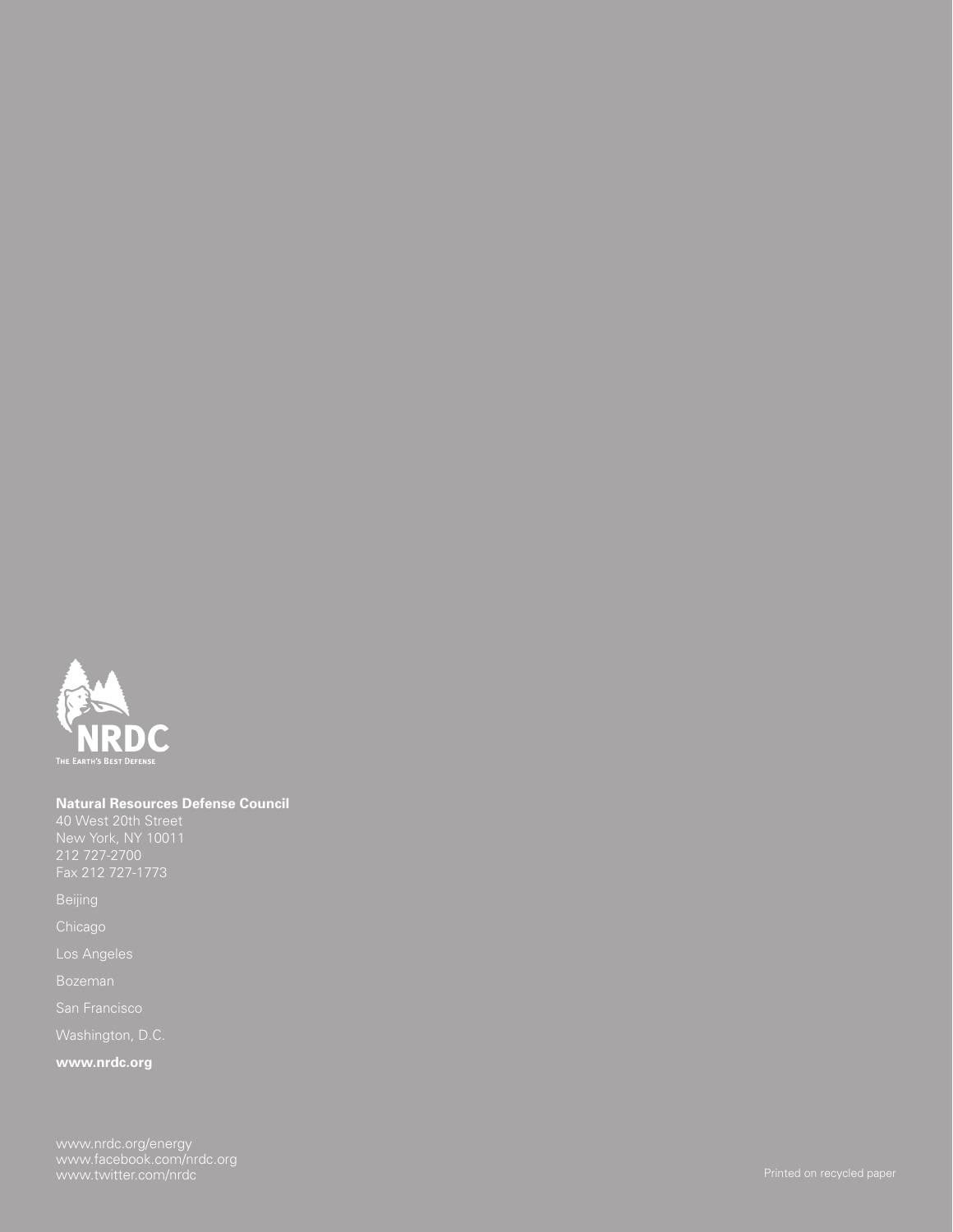NRDC

The Earth's Best Defense

**Natural Resources Defense Council**
40 West 20th Street
New York, NY 10011
212 727-2700
Fax 212 727-1773

Beijing

Chicago

Los Angeles

Bozeman

San Francisco

Washington, D.C.

**www.nrdc.org**

www.nrdc.org/energy
www.facebook.com/nrdc.org
www.twitter.com/nrdc

Printed on recycled paper